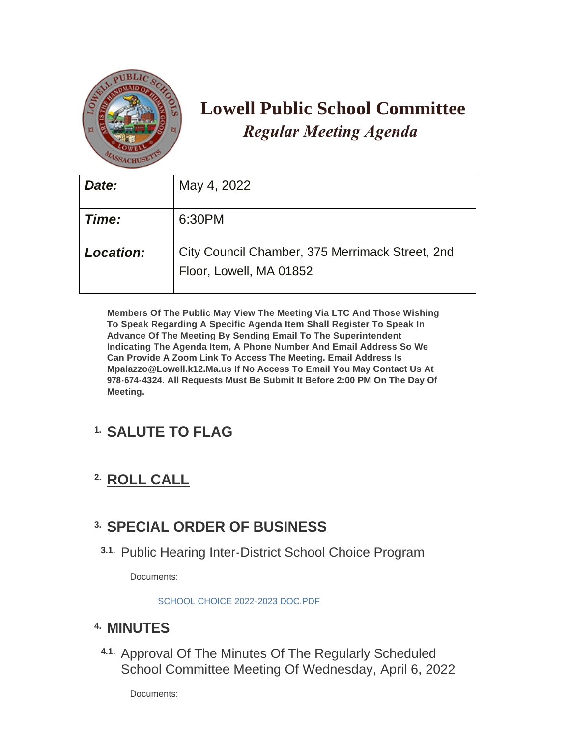# Lowell Public School Committee

## *Regular Meeting Agenda*

| | |
|---|---|
| ***Date:*** | May 4, 2022 |
| ***Time:*** | 6:30PM |
| ***Location:*** | City Council Chamber, 375 Merrimack Street, 2nd Floor, Lowell, MA 01852 |

**Members Of The Public May View The Meeting Via LTC And Those Wishing To Speak Regarding A Specific Agenda Item Shall Register To Speak In Advance Of The Meeting By Sending Email To The Superintendent Indicating The Agenda Item, A Phone Number And Email Address So We Can Provide A Zoom Link To Access The Meeting. Email Address Is Mpalazzo@Lowell.k12.Ma.us If No Access To Email You May Contact Us At 978-674-4324. All Requests Must Be Submit It Before 2:00 PM On The Day Of Meeting.**

## 1. SALUTE TO FLAG

## 2. ROLL CALL

## 3. SPECIAL ORDER OF BUSINESS

### 3.1. Public Hearing Inter-District School Choice Program

Documents:

SCHOOL CHOICE 2022-2023 DOC.PDF

## 4. MINUTES

### 4.1. Approval Of The Minutes Of The Regularly Scheduled School Committee Meeting Of Wednesday, April 6, 2022

Documents: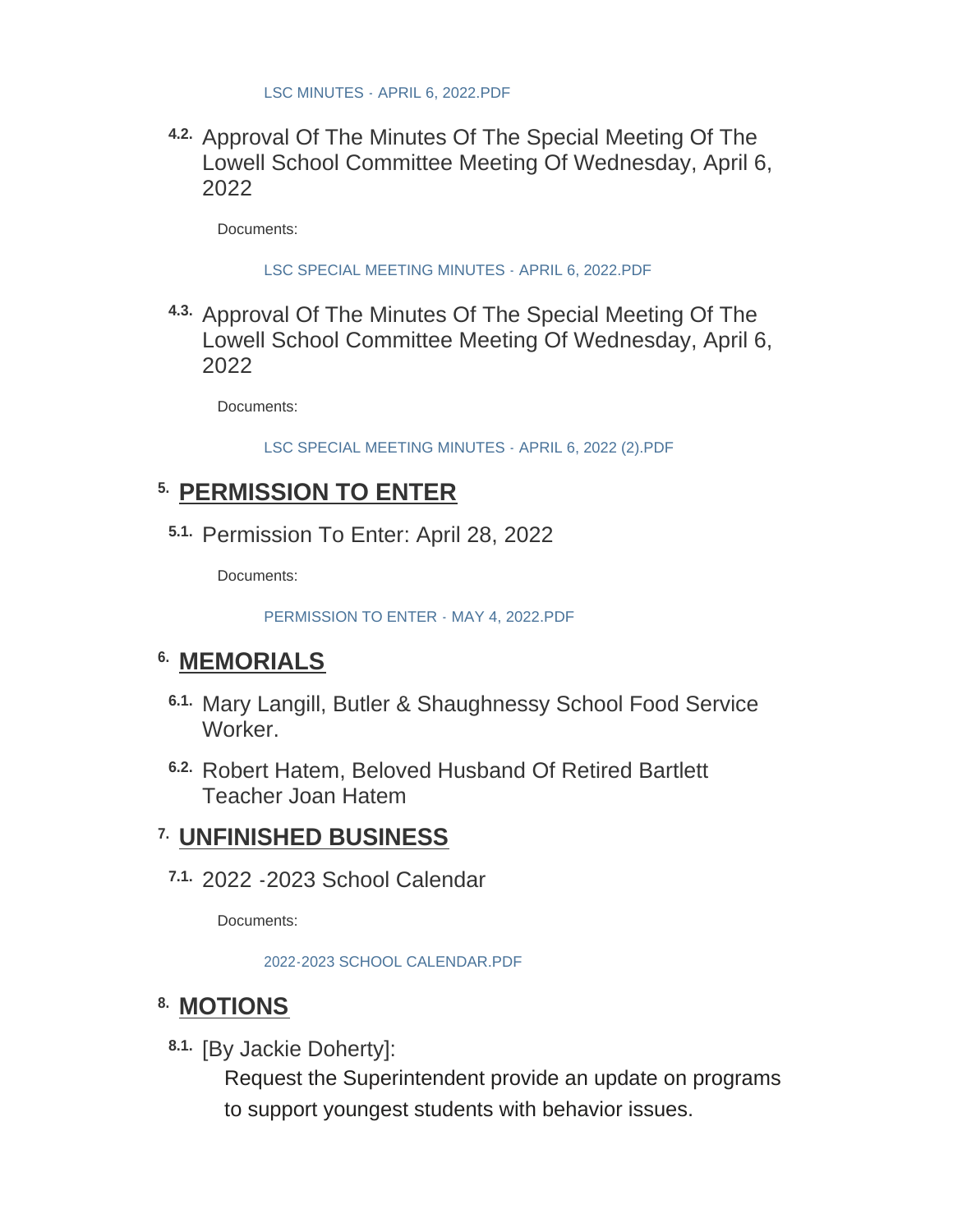LSC MINUTES - APRIL 6, 2022.PDF

4.2. Approval Of The Minutes Of The Special Meeting Of The Lowell School Committee Meeting Of Wednesday, April 6, 2022

Documents:

LSC SPECIAL MEETING MINUTES - APRIL 6, 2022.PDF

4.3. Approval Of The Minutes Of The Special Meeting Of The Lowell School Committee Meeting Of Wednesday, April 6, 2022

Documents:

LSC SPECIAL MEETING MINUTES - APRIL 6, 2022 (2).PDF

## 5. PERMISSION TO ENTER

5.1. Permission To Enter: April 28, 2022

Documents:

PERMISSION TO ENTER - MAY 4, 2022.PDF

## 6. MEMORIALS

6.1. Mary Langill, Butler & Shaughnessy School Food Service Worker.

6.2. Robert Hatem, Beloved Husband Of Retired Bartlett Teacher Joan Hatem

## 7. UNFINISHED BUSINESS

7.1. 2022 -2023 School Calendar

Documents:

2022-2023 SCHOOL CALENDAR.PDF

## 8. MOTIONS

8.1. [By Jackie Doherty]:

Request the Superintendent provide an update on programs to support youngest students with behavior issues.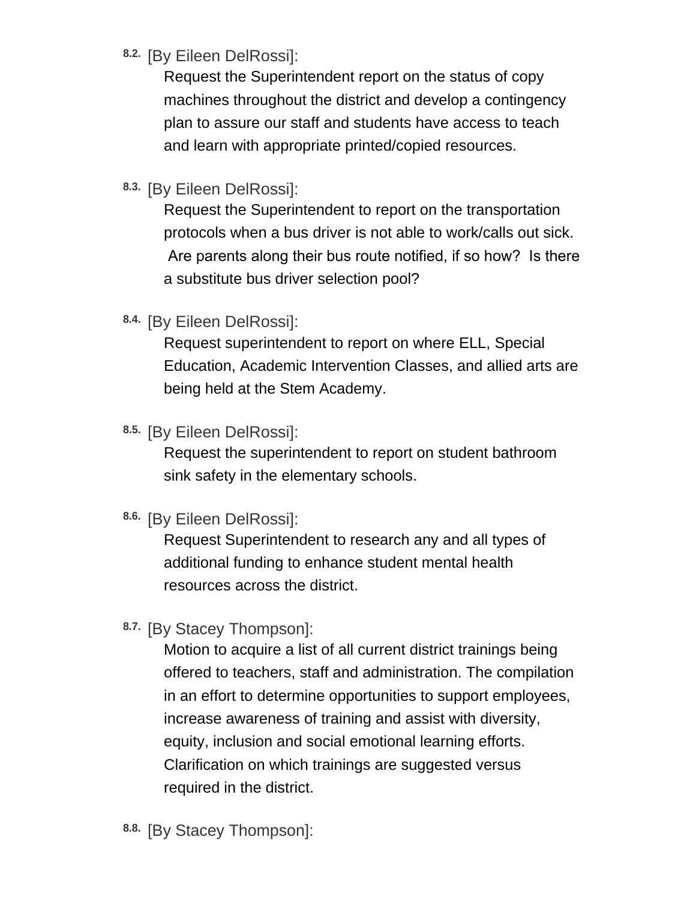8.2. [By Eileen DelRossi]:

Request the Superintendent report on the status of copy machines throughout the district and develop a contingency plan to assure our staff and students have access to teach and learn with appropriate printed/copied resources.

8.3. [By Eileen DelRossi]:

Request the Superintendent to report on the transportation protocols when a bus driver is not able to work/calls out sick. Are parents along their bus route notified, if so how? Is there a substitute bus driver selection pool?

8.4. [By Eileen DelRossi]:

Request superintendent to report on where ELL, Special Education, Academic Intervention Classes, and allied arts are being held at the Stem Academy.

8.5. [By Eileen DelRossi]:

Request the superintendent to report on student bathroom sink safety in the elementary schools.

8.6. [By Eileen DelRossi]:

Request Superintendent to research any and all types of additional funding to enhance student mental health resources across the district.

8.7. [By Stacey Thompson]:

Motion to acquire a list of all current district trainings being offered to teachers, staff and administration. The compilation in an effort to determine opportunities to support employees, increase awareness of training and assist with diversity, equity, inclusion and social emotional learning efforts. Clarification on which trainings are suggested versus required in the district.

8.8. [By Stacey Thompson]: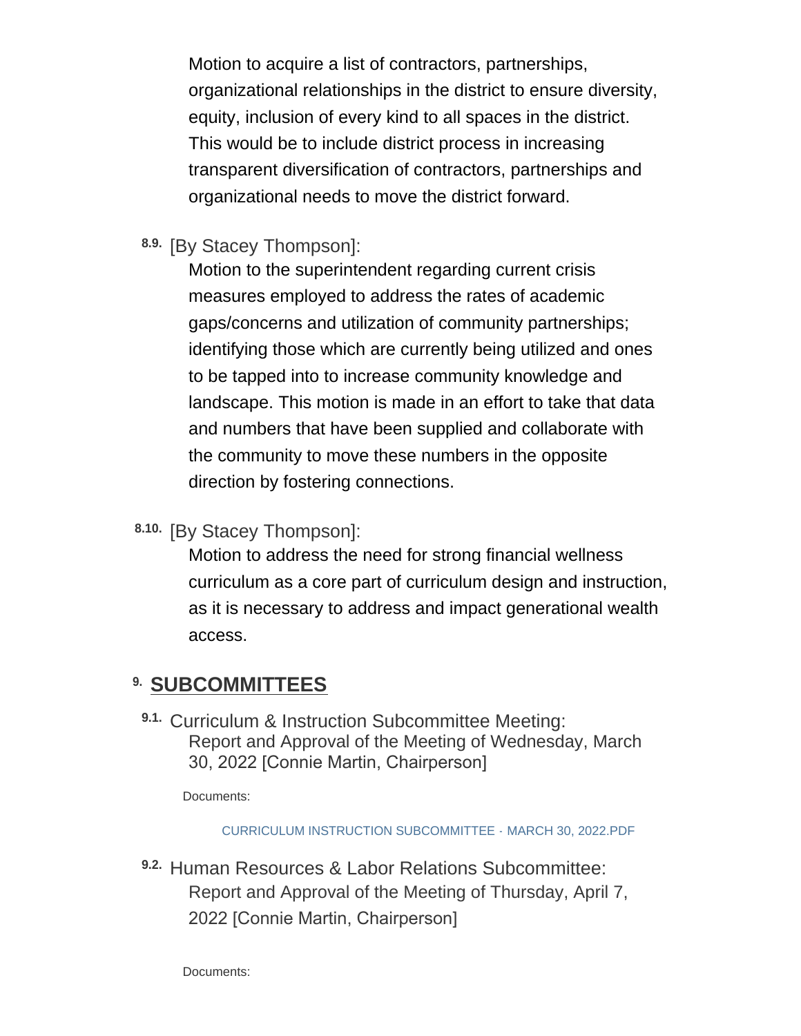Motion to acquire a list of contractors, partnerships, organizational relationships in the district to ensure diversity, equity, inclusion of every kind to all spaces in the district. This would be to include district process in increasing transparent diversification of contractors, partnerships and organizational needs to move the district forward.

8.9. [By Stacey Thompson]:

Motion to the superintendent regarding current crisis measures employed to address the rates of academic gaps/concerns and utilization of community partnerships; identifying those which are currently being utilized and ones to be tapped into to increase community knowledge and landscape. This motion is made in an effort to take that data and numbers that have been supplied and collaborate with the community to move these numbers in the opposite direction by fostering connections.

8.10. [By Stacey Thompson]:

Motion to address the need for strong financial wellness curriculum as a core part of curriculum design and instruction, as it is necessary to address and impact generational wealth access.

## 9. SUBCOMMITTEES

9.1. Curriculum & Instruction Subcommittee Meeting:
Report and Approval of the Meeting of Wednesday, March 30, 2022 [Connie Martin, Chairperson]

Documents:

CURRICULUM INSTRUCTION SUBCOMMITTEE - MARCH 30, 2022.PDF

9.2. Human Resources & Labor Relations Subcommittee:
Report and Approval of the Meeting of Thursday, April 7, 2022 [Connie Martin, Chairperson]

Documents: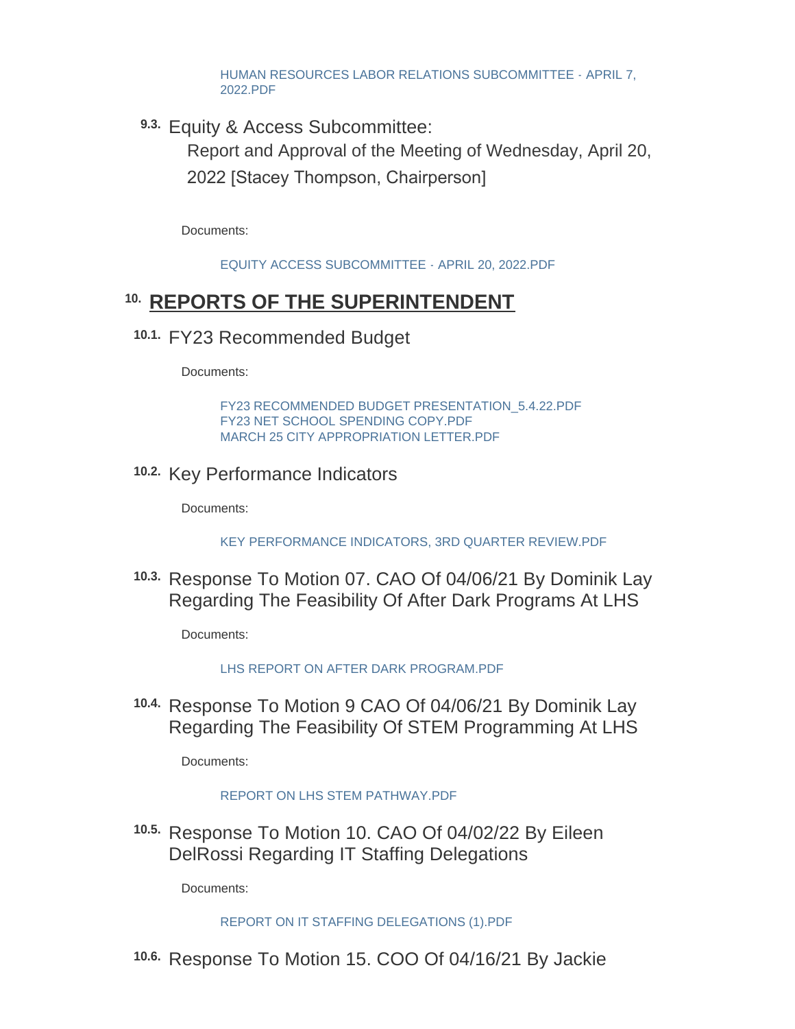HUMAN RESOURCES LABOR RELATIONS SUBCOMMITTEE - APRIL 7, 2022.PDF

### 9.3. Equity & Access Subcommittee:

Report and Approval of the Meeting of Wednesday, April 20, 2022 [Stacey Thompson, Chairperson]

Documents:

EQUITY ACCESS SUBCOMMITTEE - APRIL 20, 2022.PDF

## 10. REPORTS OF THE SUPERINTENDENT

### 10.1. FY23 Recommended Budget

Documents:

FY23 RECOMMENDED BUDGET PRESENTATION_5.4.22.PDF
FY23 NET SCHOOL SPENDING COPY.PDF
MARCH 25 CITY APPROPRIATION LETTER.PDF

### 10.2. Key Performance Indicators

Documents:

KEY PERFORMANCE INDICATORS, 3RD QUARTER REVIEW.PDF

### 10.3. Response To Motion 07. CAO Of 04/06/21 By Dominik Lay Regarding The Feasibility Of After Dark Programs At LHS

Documents:

LHS REPORT ON AFTER DARK PROGRAM.PDF

### 10.4. Response To Motion 9 CAO Of 04/06/21 By Dominik Lay Regarding The Feasibility Of STEM Programming At LHS

Documents:

REPORT ON LHS STEM PATHWAY.PDF

### 10.5. Response To Motion 10. CAO Of 04/02/22 By Eileen DelRossi Regarding IT Staffing Delegations

Documents:

REPORT ON IT STAFFING DELEGATIONS (1).PDF

### 10.6. Response To Motion 15. COO Of 04/16/21 By Jackie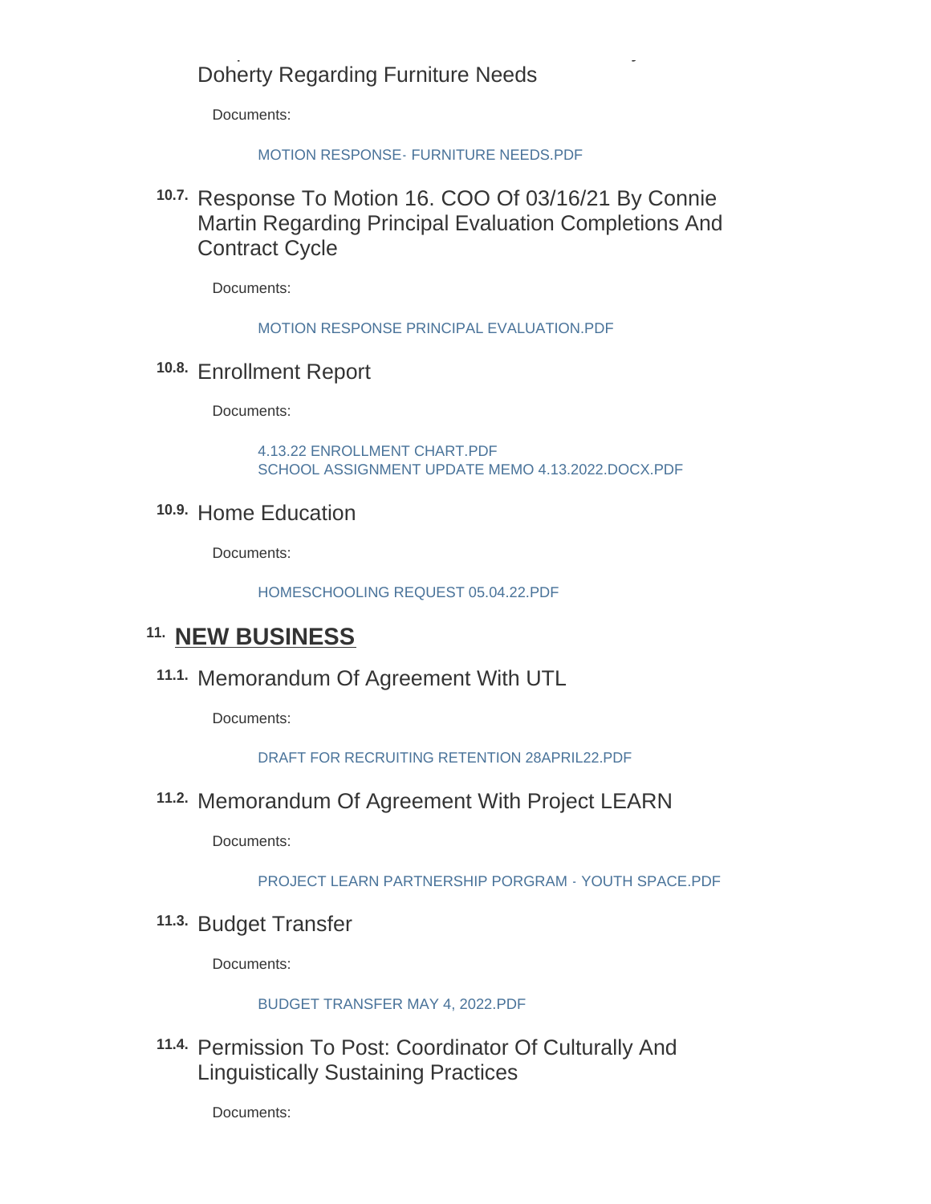Doherty Regarding Furniture Needs

Documents:

MOTION RESPONSE- FURNITURE NEEDS.PDF

### 10.7. Response To Motion 16. COO Of 03/16/21 By Connie Martin Regarding Principal Evaluation Completions And Contract Cycle

Documents:

MOTION RESPONSE PRINCIPAL EVALUATION.PDF

### 10.8. Enrollment Report

Documents:

4.13.22 ENROLLMENT CHART.PDF
SCHOOL ASSIGNMENT UPDATE MEMO 4.13.2022.DOCX.PDF

### 10.9. Home Education

Documents:

HOMESCHOOLING REQUEST 05.04.22.PDF

## 11. NEW BUSINESS

### 11.1. Memorandum Of Agreement With UTL

Documents:

DRAFT FOR RECRUITING RETENTION 28APRIL22.PDF

### 11.2. Memorandum Of Agreement With Project LEARN

Documents:

PROJECT LEARN PARTNERSHIP PORGRAM - YOUTH SPACE.PDF

### 11.3. Budget Transfer

Documents:

BUDGET TRANSFER MAY 4, 2022.PDF

### 11.4. Permission To Post: Coordinator Of Culturally And Linguistically Sustaining Practices

Documents: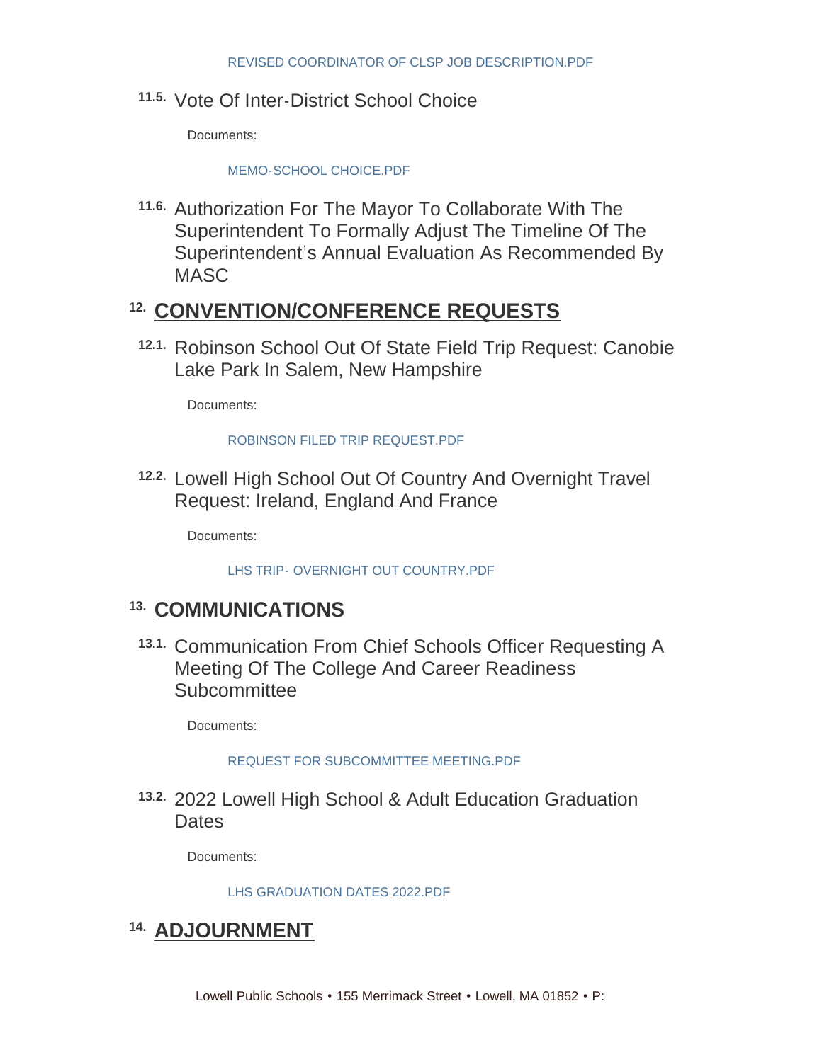REVISED COORDINATOR OF CLSP JOB DESCRIPTION.PDF

### 11.5. Vote Of Inter-District School Choice

Documents:

MEMO-SCHOOL CHOICE.PDF

### 11.6. Authorization For The Mayor To Collaborate With The Superintendent To Formally Adjust The Timeline Of The Superintendent's Annual Evaluation As Recommended By MASC

## 12. CONVENTION/CONFERENCE REQUESTS

### 12.1. Robinson School Out Of State Field Trip Request: Canobie Lake Park In Salem, New Hampshire

Documents:

ROBINSON FILED TRIP REQUEST.PDF

### 12.2. Lowell High School Out Of Country And Overnight Travel Request: Ireland, England And France

Documents:

LHS TRIP- OVERNIGHT OUT COUNTRY.PDF

## 13. COMMUNICATIONS

### 13.1. Communication From Chief Schools Officer Requesting A Meeting Of The College And Career Readiness Subcommittee

Documents:

REQUEST FOR SUBCOMMITTEE MEETING.PDF

### 13.2. 2022 Lowell High School & Adult Education Graduation Dates

Documents:

LHS GRADUATION DATES 2022.PDF

## 14. ADJOURNMENT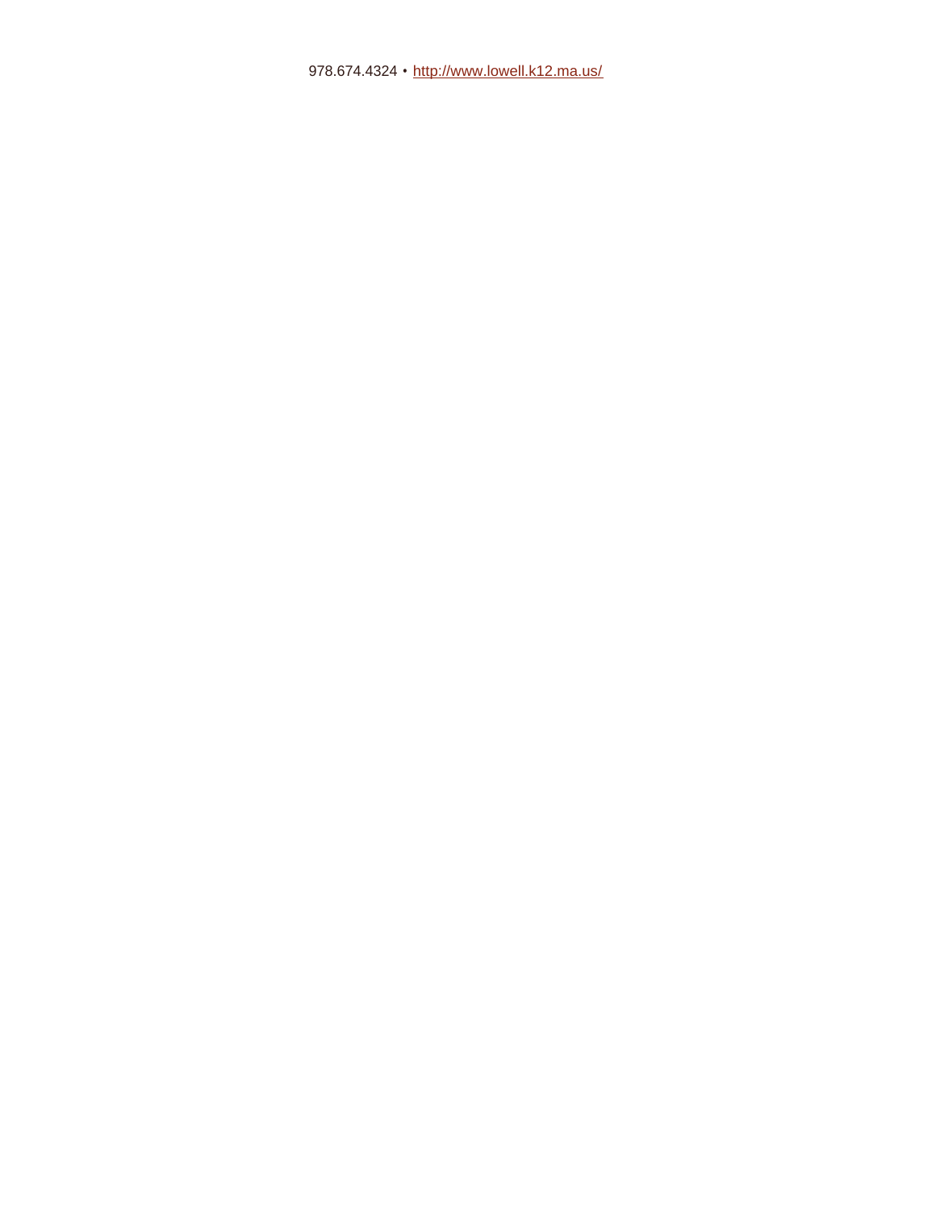978.674.4324 • [http://www.lowell.k12.ma.us/](http://www.lowell.k12.ma.us/)